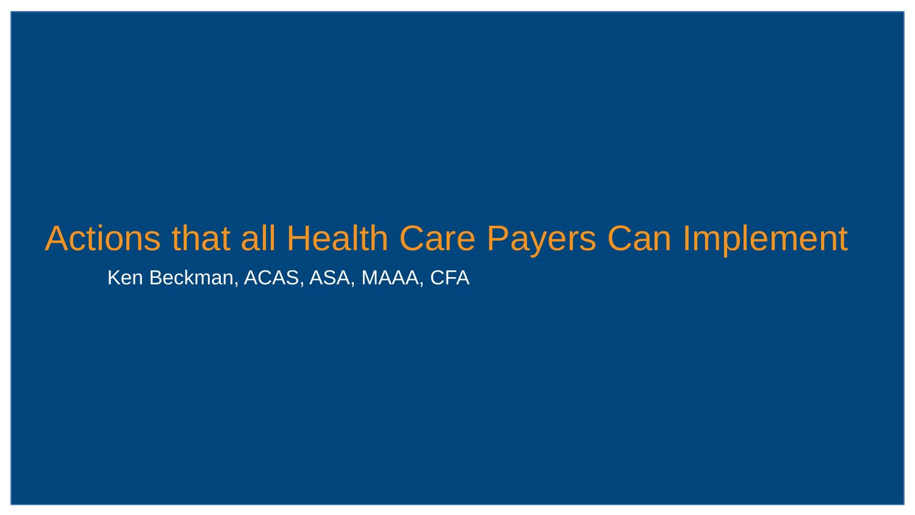# Actions that all Health Care Payers Can Implement

Ken Beckman, ACAS, ASA, MAAA, CFA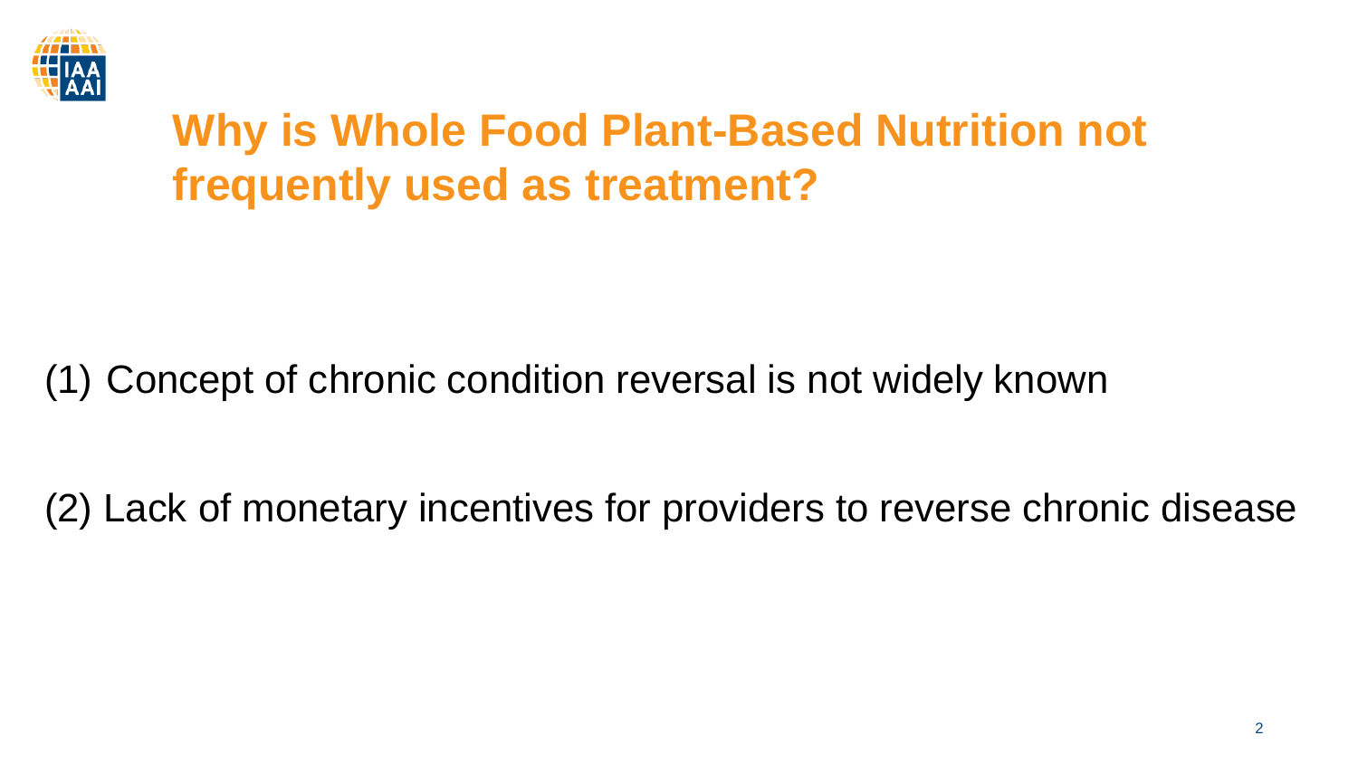# Why is Whole Food Plant-Based Nutrition not frequently used as treatment?

(1) Concept of chronic condition reversal is not widely known

(2) Lack of monetary incentives for providers to reverse chronic disease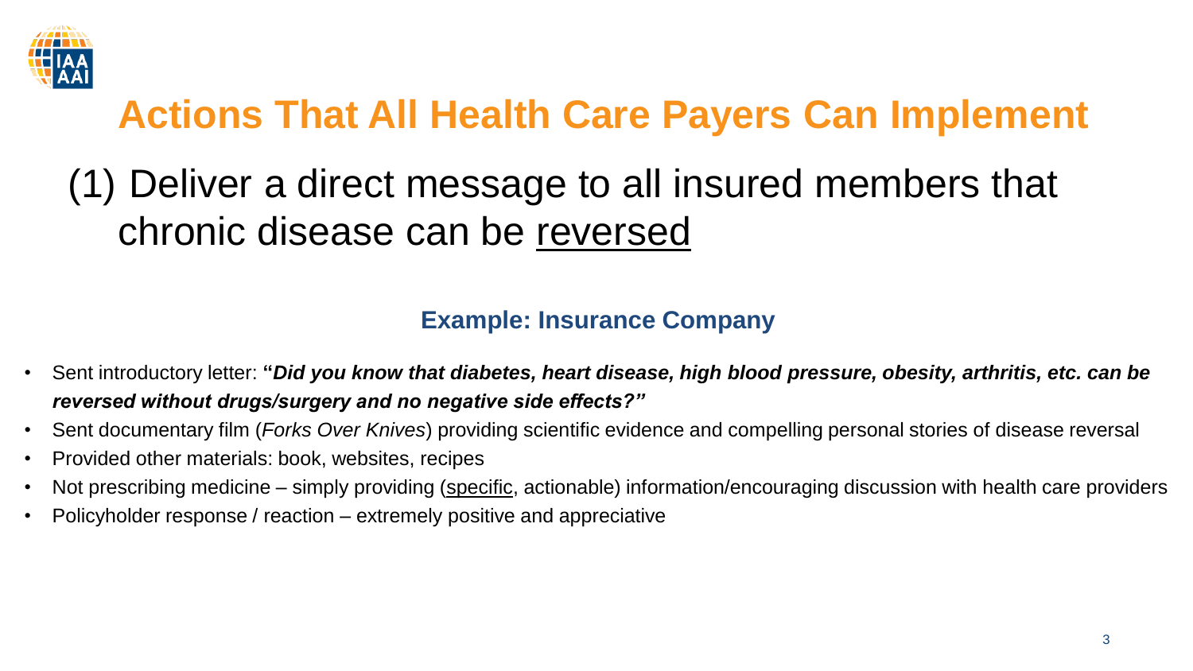# Actions That All Health Care Payers Can Implement

## (1) Deliver a direct message to all insured members that chronic disease can be <u>reversed</u>

### Example: Insurance Company

- Sent introductory letter: **"*Did you know that diabetes, heart disease, high blood pressure, obesity, arthritis, etc. can be reversed without drugs/surgery and no negative side effects?"***
- Sent documentary film (*Forks Over Knives*) providing scientific evidence and compelling personal stories of disease reversal
- Provided other materials: book, websites, recipes
- Not prescribing medicine – simply providing (<u>specific</u>, actionable) information/encouraging discussion with health care providers
- Policyholder response / reaction – extremely positive and appreciative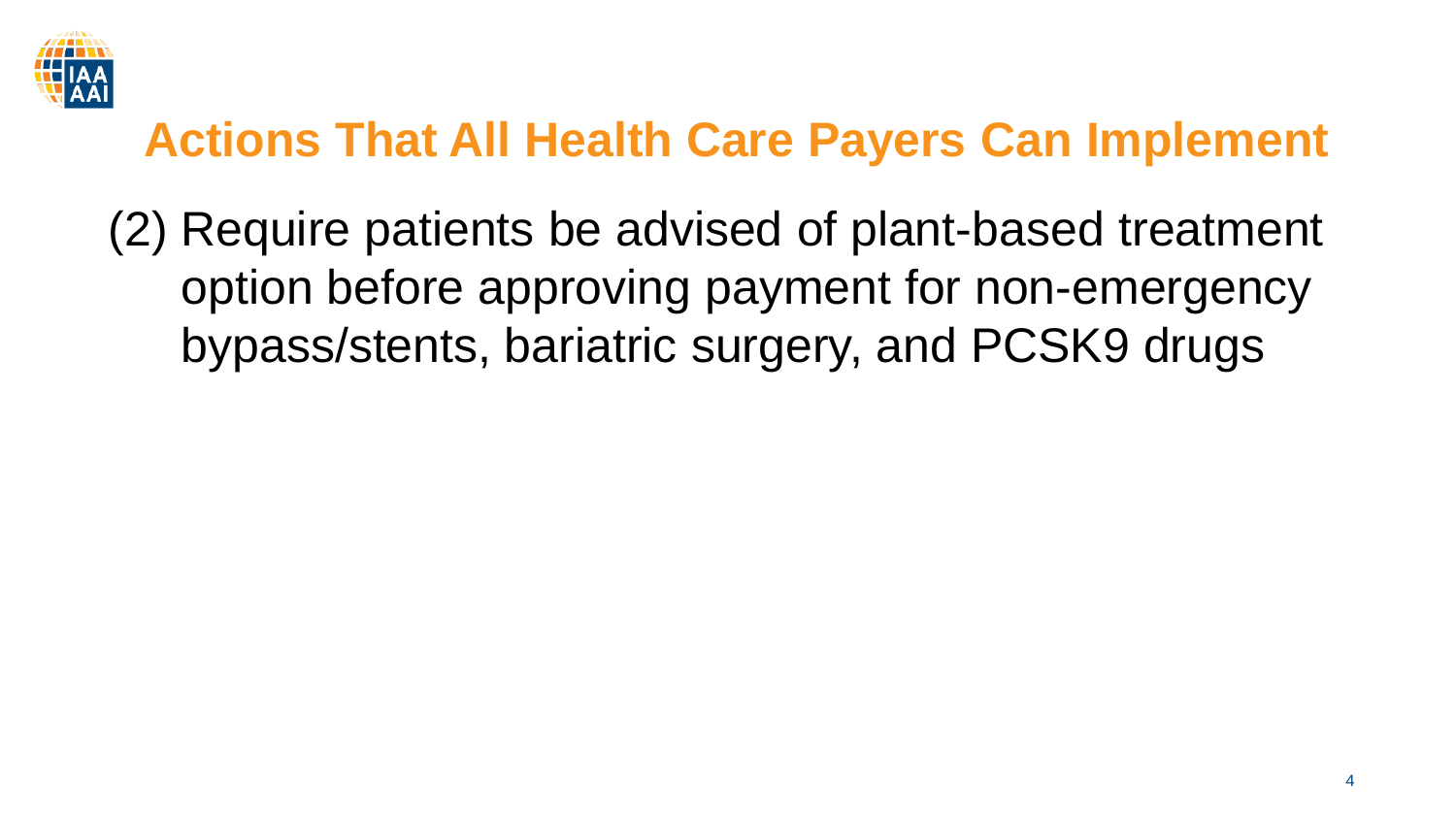## Actions That All Health Care Payers Can Implement

(2) Require patients be advised of plant-based treatment option before approving payment for non-emergency bypass/stents, bariatric surgery, and PCSK9 drugs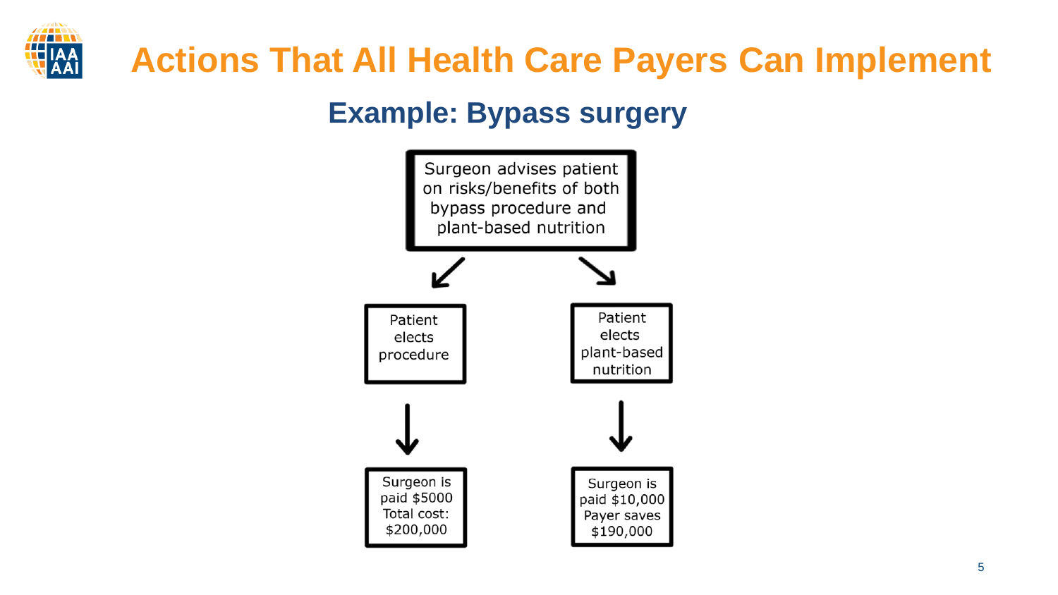# Actions That All Health Care Payers Can Implement

## Example: Bypass surgery

Surgeon advises patient on risks/benefits of both bypass procedure and plant-based nutrition

↙ ↘

| Patient elects procedure | Patient elects plant-based nutrition |
| --- | --- |
| ↓ | ↓ |
| Surgeon is paid $5000 Total cost: $200,000 | Surgeon is paid $10,000 Payer saves $190,000 |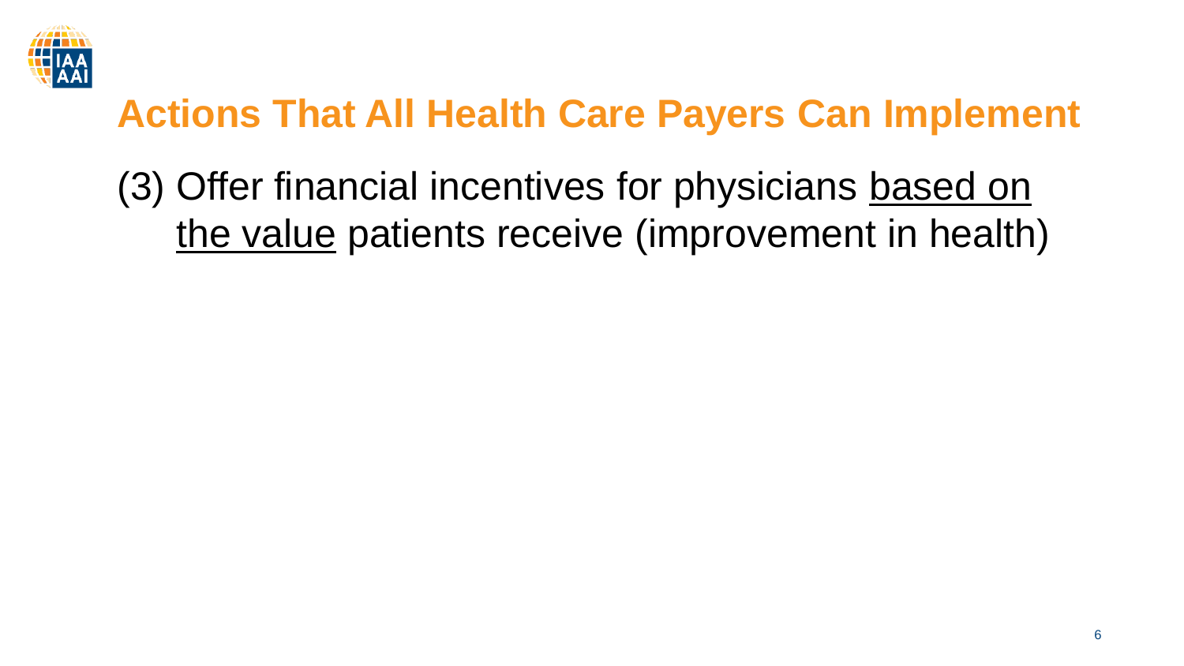# Actions That All Health Care Payers Can Implement

(3) Offer financial incentives for physicians <u>based on the value</u> patients receive (improvement in health)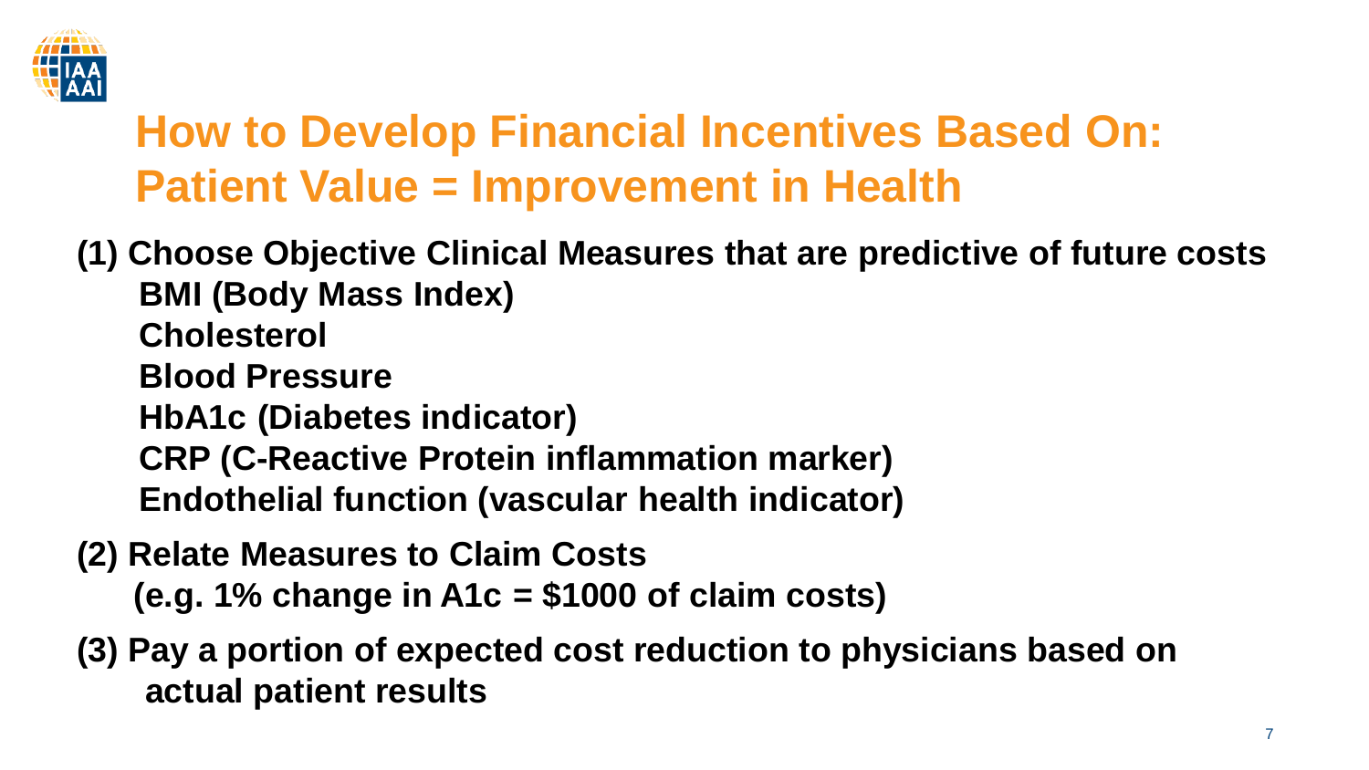# How to Develop Financial Incentives Based On: Patient Value = Improvement in Health

**(1) Choose Objective Clinical Measures that are predictive of future costs**

- **BMI (Body Mass Index)**
- **Cholesterol**
- **Blood Pressure**
- **HbA1c (Diabetes indicator)**
- **CRP (C-Reactive Protein inflammation marker)**
- **Endothelial function (vascular health indicator)**

**(2) Relate Measures to Claim Costs**
**(e.g. 1% change in A1c = $1000 of claim costs)**

**(3) Pay a portion of expected cost reduction to physicians based on actual patient results**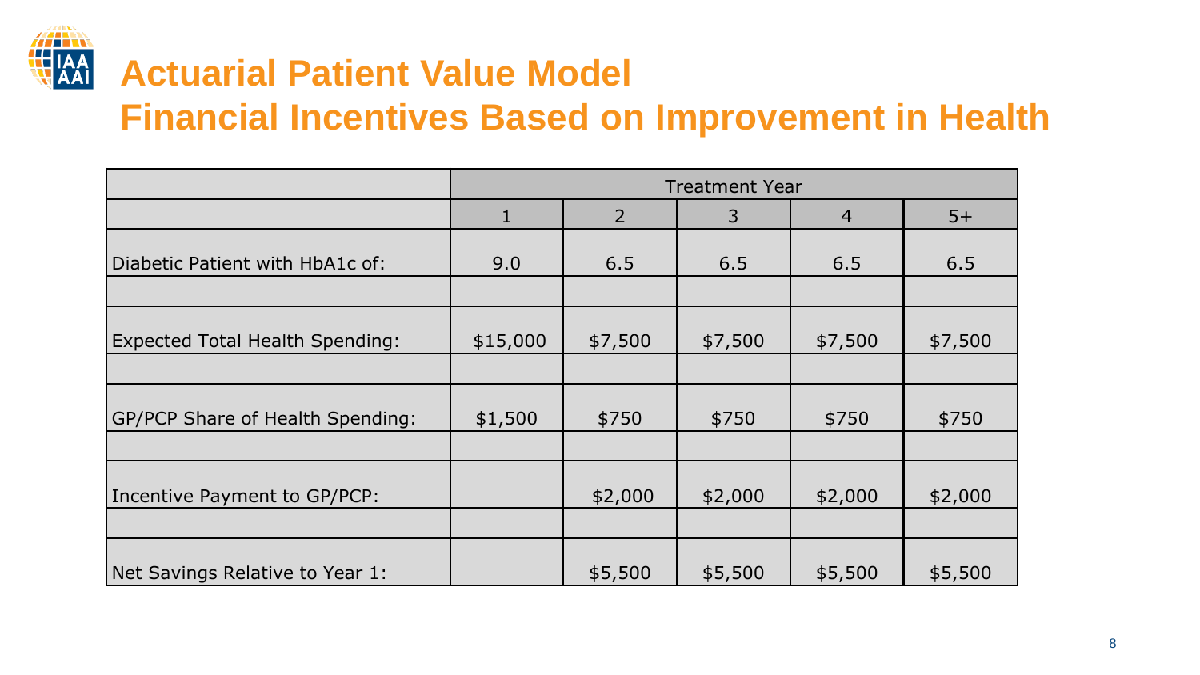# Actuarial Patient Value Model

## Financial Incentives Based on Improvement in Health

| | Treatment Year | | | | |
|---|---|---|---|---|---|
| | 1 | 2 | 3 | 4 | 5+ |
| Diabetic Patient with HbA1c of: | 9.0 | 6.5 | 6.5 | 6.5 | 6.5 |
| Expected Total Health Spending: | $15,000 | $7,500 | $7,500 | $7,500 | $7,500 |
| GP/PCP Share of Health Spending: | $1,500 | $750 | $750 | $750 | $750 |
| Incentive Payment to GP/PCP: | | $2,000 | $2,000 | $2,000 | $2,000 |
| Net Savings Relative to Year 1: | | $5,500 | $5,500 | $5,500 | $5,500 |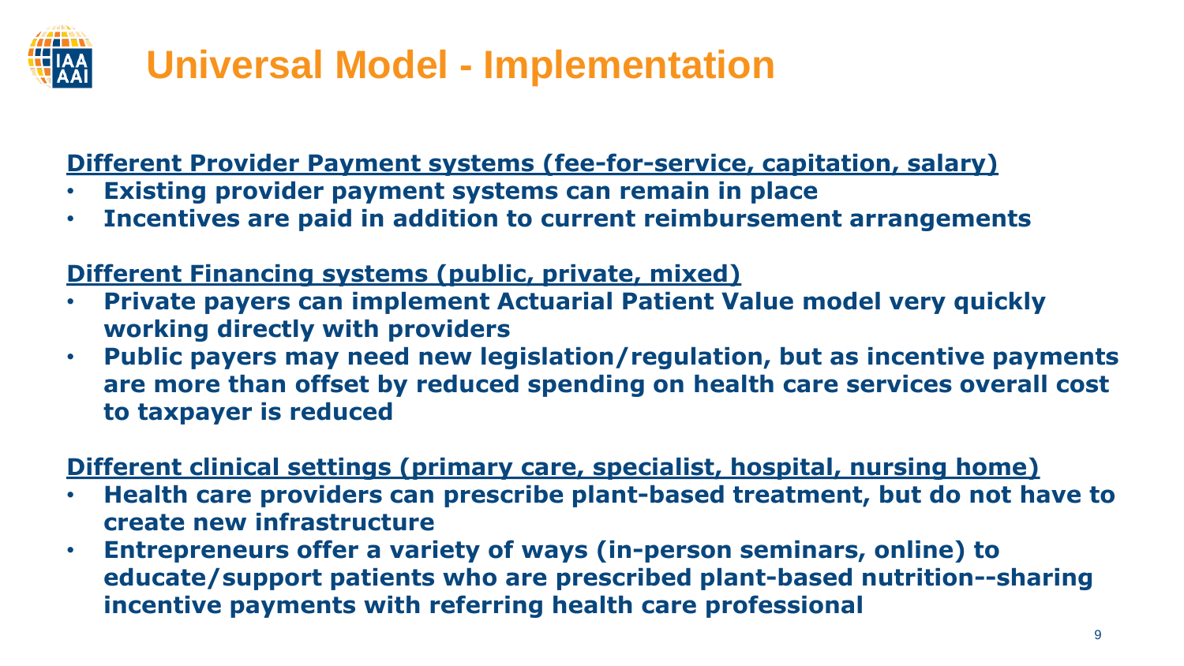# Universal Model - Implementation

**Different Provider Payment systems (fee-for-service, capitation, salary)**

- **Existing provider payment systems can remain in place**
- **Incentives are paid in addition to current reimbursement arrangements**

**Different Financing systems (public, private, mixed)**

- **Private payers can implement Actuarial Patient Value model very quickly working directly with providers**
- **Public payers may need new legislation/regulation, but as incentive payments are more than offset by reduced spending on health care services overall cost to taxpayer is reduced**

**Different clinical settings (primary care, specialist, hospital, nursing home)**

- **Health care providers can prescribe plant-based treatment, but do not have to create new infrastructure**
- **Entrepreneurs offer a variety of ways (in-person seminars, online) to educate/support patients who are prescribed plant-based nutrition--sharing incentive payments with referring health care professional**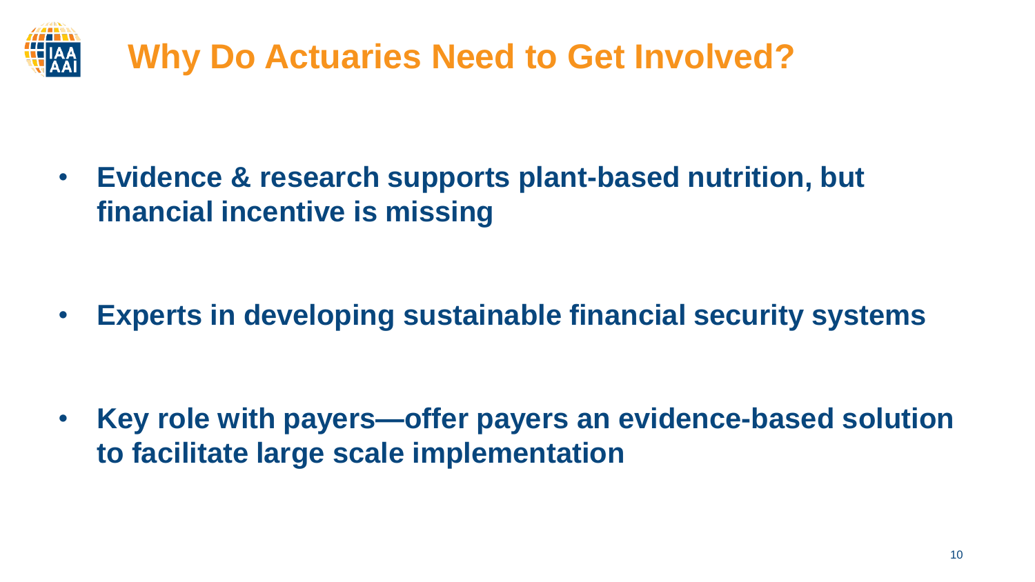# Why Do Actuaries Need to Get Involved?

- **Evidence & research supports plant-based nutrition, but financial incentive is missing**

- **Experts in developing sustainable financial security systems**

- **Key role with payers—offer payers an evidence-based solution to facilitate large scale implementation**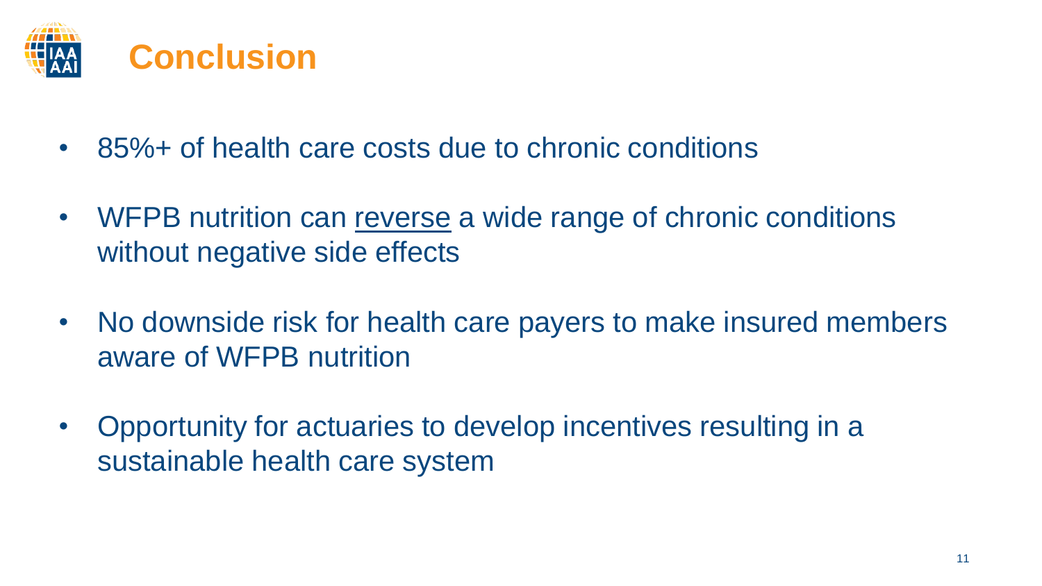# Conclusion

- 85%+ of health care costs due to chronic conditions
- WFPB nutrition can <u>reverse</u> a wide range of chronic conditions without negative side effects
- No downside risk for health care payers to make insured members aware of WFPB nutrition
- Opportunity for actuaries to develop incentives resulting in a sustainable health care system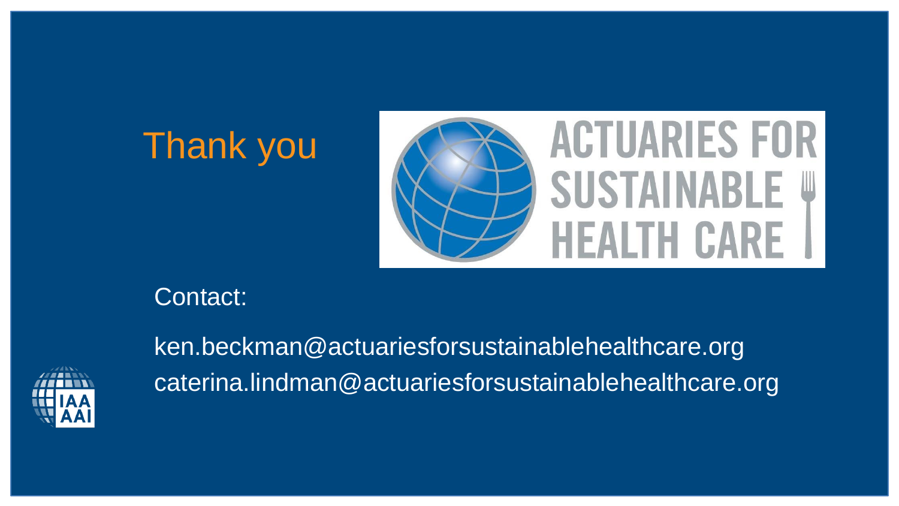# Thank you

ACTUARIES FOR SUSTAINABLE HEALTH CARE

Contact:

ken.beckman@actuariesforsustainablehealthcare.org
caterina.lindman@actuariesforsustainablehealthcare.org

IAA AAI